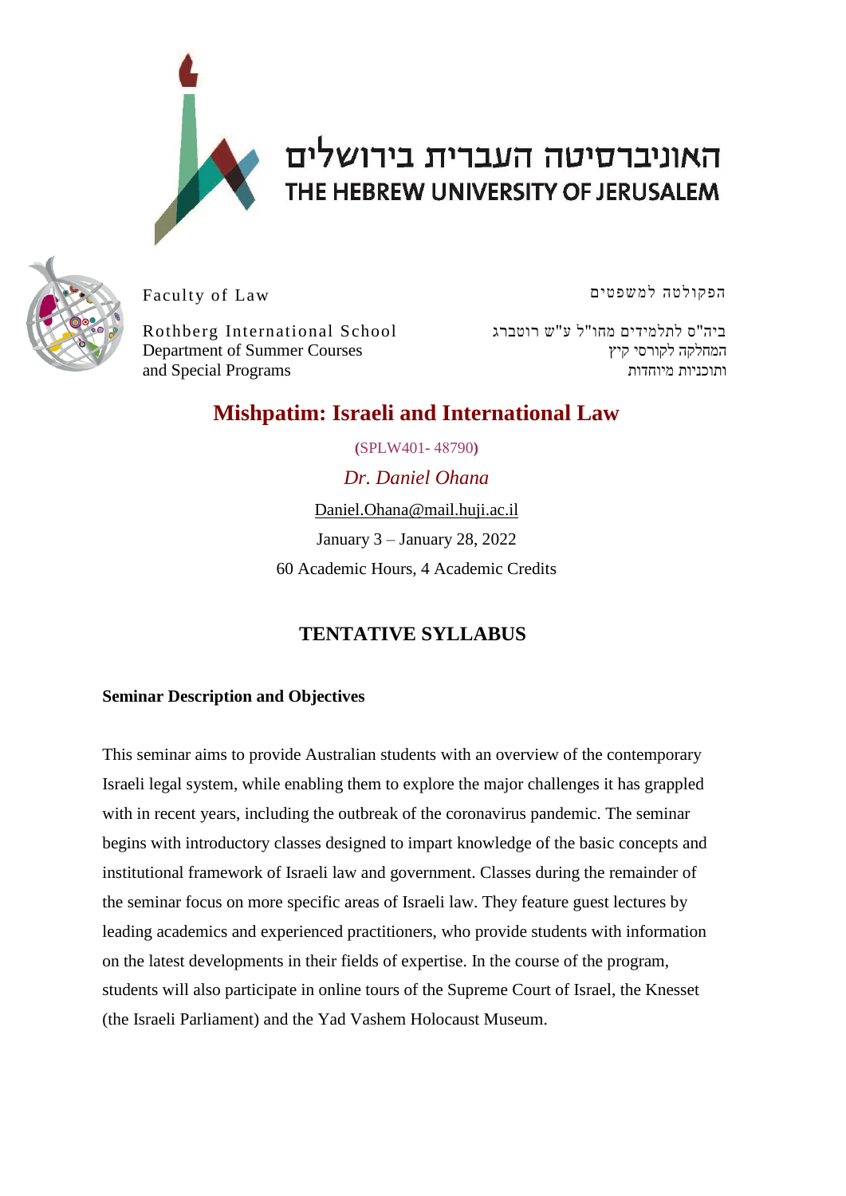האוניברסיטה העברית בירושלים
THE HEBREW UNIVERSITY OF JERUSALEM

Faculty of Law

הפקולטה למשפטים

Rothberg International School
Department of Summer Courses
and Special Programs

ביה"ס לתלמידים מחו"ל ע"ש רוטברג
המחלקה לקורסי קיץ
ותוכניות מיוחדות

# Mishpatim: Israeli and International Law

(SPLW401- 48790)

*Dr. Daniel Ohana*

Daniel.Ohana@mail.huji.ac.il

January 3 – January 28, 2022

60 Academic Hours, 4 Academic Credits

## TENTATIVE SYLLABUS

**Seminar Description and Objectives**

This seminar aims to provide Australian students with an overview of the contemporary Israeli legal system, while enabling them to explore the major challenges it has grappled with in recent years, including the outbreak of the coronavirus pandemic. The seminar begins with introductory classes designed to impart knowledge of the basic concepts and institutional framework of Israeli law and government. Classes during the remainder of the seminar focus on more specific areas of Israeli law. They feature guest lectures by leading academics and experienced practitioners, who provide students with information on the latest developments in their fields of expertise. In the course of the program, students will also participate in online tours of the Supreme Court of Israel, the Knesset (the Israeli Parliament) and the Yad Vashem Holocaust Museum.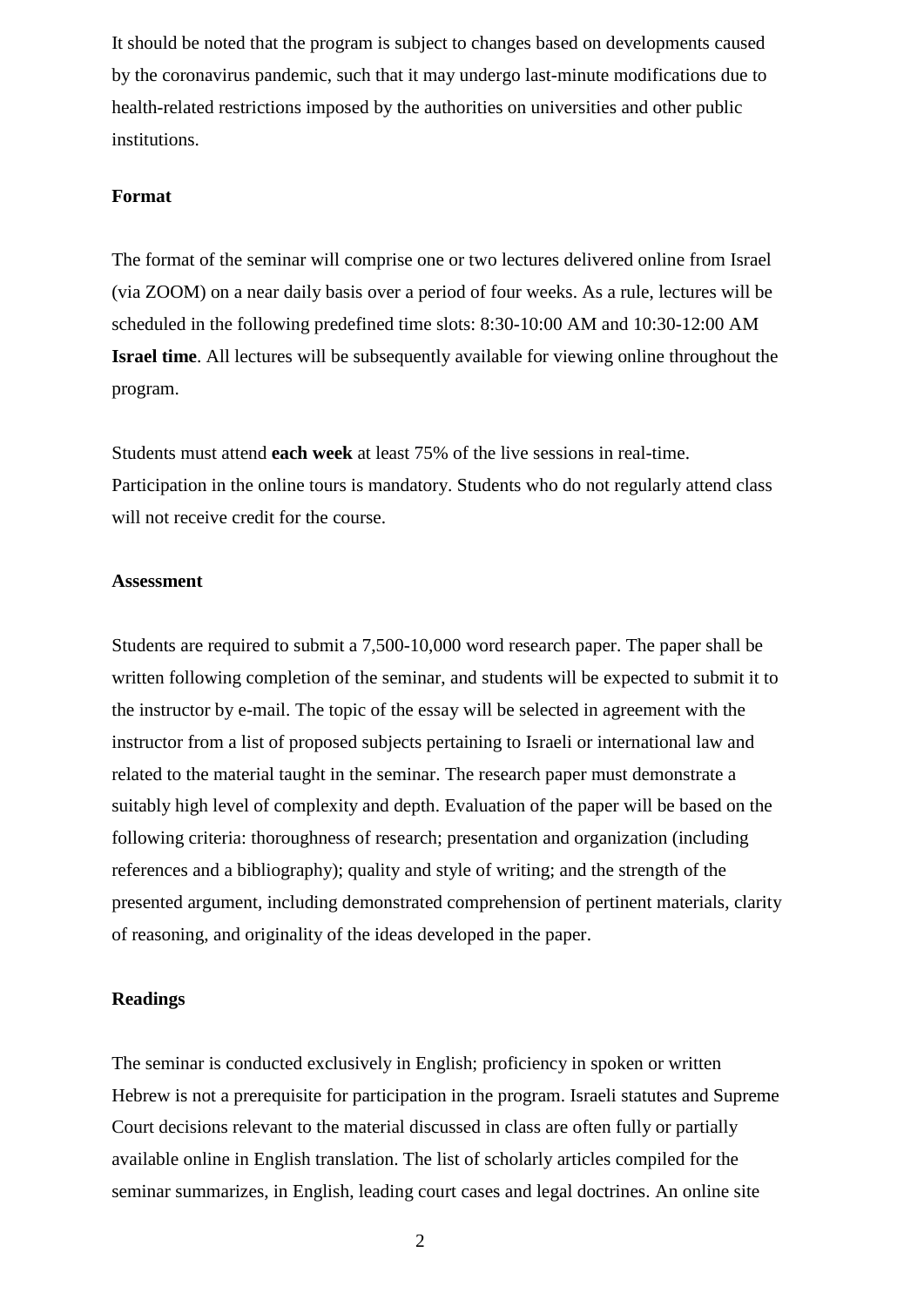It should be noted that the program is subject to changes based on developments caused by the coronavirus pandemic, such that it may undergo last-minute modifications due to health-related restrictions imposed by the authorities on universities and other public institutions.

**Format**

The format of the seminar will comprise one or two lectures delivered online from Israel (via ZOOM) on a near daily basis over a period of four weeks. As a rule, lectures will be scheduled in the following predefined time slots: 8:30-10:00 AM and 10:30-12:00 AM **Israel time**. All lectures will be subsequently available for viewing online throughout the program.

Students must attend **each week** at least 75% of the live sessions in real-time. Participation in the online tours is mandatory. Students who do not regularly attend class will not receive credit for the course.

**Assessment**

Students are required to submit a 7,500-10,000 word research paper. The paper shall be written following completion of the seminar, and students will be expected to submit it to the instructor by e-mail. The topic of the essay will be selected in agreement with the instructor from a list of proposed subjects pertaining to Israeli or international law and related to the material taught in the seminar. The research paper must demonstrate a suitably high level of complexity and depth. Evaluation of the paper will be based on the following criteria: thoroughness of research; presentation and organization (including references and a bibliography); quality and style of writing; and the strength of the presented argument, including demonstrated comprehension of pertinent materials, clarity of reasoning, and originality of the ideas developed in the paper.

**Readings**

The seminar is conducted exclusively in English; proficiency in spoken or written Hebrew is not a prerequisite for participation in the program. Israeli statutes and Supreme Court decisions relevant to the material discussed in class are often fully or partially available online in English translation. The list of scholarly articles compiled for the seminar summarizes, in English, leading court cases and legal doctrines. An online site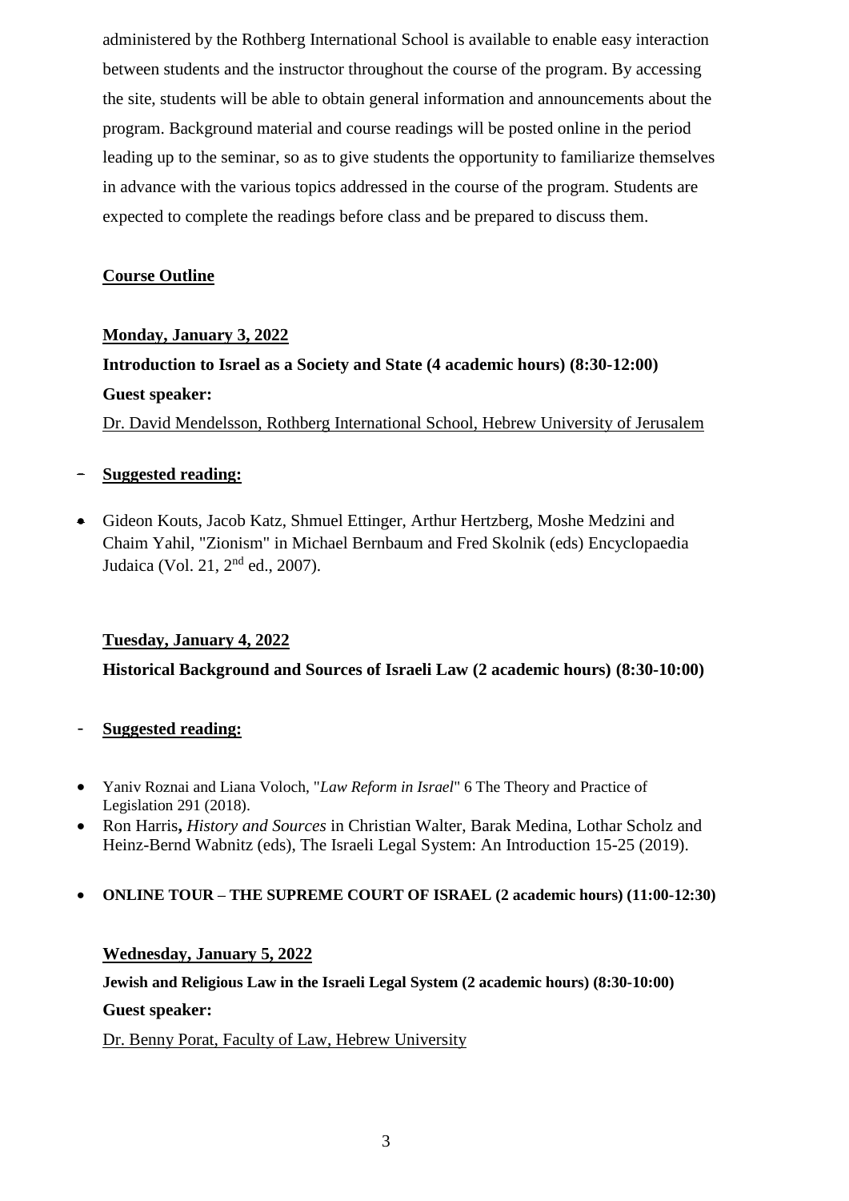administered by the Rothberg International School is available to enable easy interaction between students and the instructor throughout the course of the program. By accessing the site, students will be able to obtain general information and announcements about the program. Background material and course readings will be posted online in the period leading up to the seminar, so as to give students the opportunity to familiarize themselves in advance with the various topics addressed in the course of the program. Students are expected to complete the readings before class and be prepared to discuss them.

## **Course Outline**

**Monday, January 3, 2022**

**Introduction to Israel as a Society and State (4 academic hours) (8:30-12:00)**

**Guest speaker:**

Dr. David Mendelsson, Rothberg International School, Hebrew University of Jerusalem

- **Suggested reading:**

- Gideon Kouts, Jacob Katz, Shmuel Ettinger, Arthur Hertzberg, Moshe Medzini and Chaim Yahil, "Zionism" in Michael Bernbaum and Fred Skolnik (eds) Encyclopaedia Judaica (Vol. 21, 2nd ed., 2007).

**Tuesday, January 4, 2022**

**Historical Background and Sources of Israeli Law (2 academic hours) (8:30-10:00)**

- **Suggested reading:**

- Yaniv Roznai and Liana Voloch, "*Law Reform in Israel*" 6 The Theory and Practice of Legislation 291 (2018).
- Ron Harris**,** *History and Sources* in Christian Walter, Barak Medina, Lothar Scholz and Heinz-Bernd Wabnitz (eds), The Israeli Legal System: An Introduction 15-25 (2019).

- **ONLINE TOUR – THE SUPREME COURT OF ISRAEL (2 academic hours) (11:00-12:30)**

**Wednesday, January 5, 2022**

**Jewish and Religious Law in the Israeli Legal System (2 academic hours) (8:30-10:00)**

**Guest speaker:**

Dr. Benny Porat, Faculty of Law, Hebrew University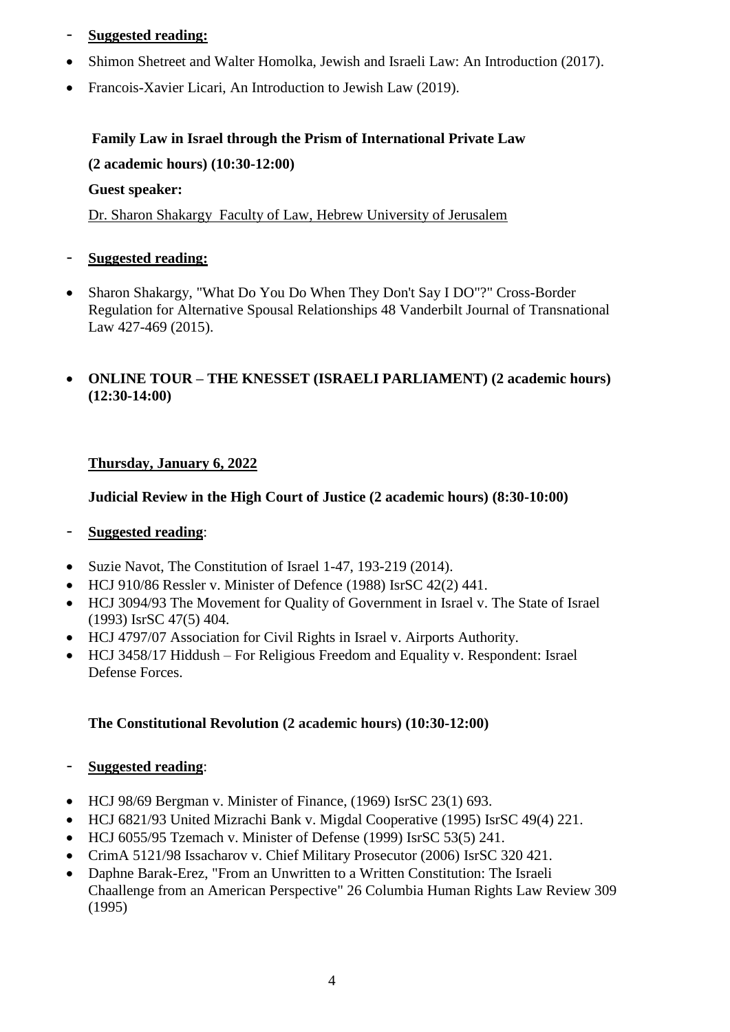- **Suggested reading:**

- Shimon Shetreet and Walter Homolka, Jewish and Israeli Law: An Introduction (2017).
- Francois-Xavier Licari, An Introduction to Jewish Law (2019).

**Family Law in Israel through the Prism of International Private Law**

**(2 academic hours) (10:30-12:00)**

**Guest speaker:**

Dr. Sharon Shakargy Faculty of Law, Hebrew University of Jerusalem

- **Suggested reading:**

- Sharon Shakargy, "What Do You Do When They Don't Say I DO"?" Cross-Border Regulation for Alternative Spousal Relationships 48 Vanderbilt Journal of Transnational Law 427-469 (2015).

- **ONLINE TOUR – THE KNESSET (ISRAELI PARLIAMENT) (2 academic hours) (12:30-14:00)**

**Thursday, January 6, 2022**

**Judicial Review in the High Court of Justice (2 academic hours) (8:30-10:00)**

- **Suggested reading**:

- Suzie Navot, The Constitution of Israel 1-47, 193-219 (2014).
- HCJ 910/86 Ressler v. Minister of Defence (1988) IsrSC 42(2) 441.
- HCJ 3094/93 The Movement for Quality of Government in Israel v. The State of Israel (1993) IsrSC 47(5) 404.
- HCJ 4797/07 Association for Civil Rights in Israel v. Airports Authority.
- HCJ 3458/17 Hiddush – For Religious Freedom and Equality v. Respondent: Israel Defense Forces.

**The Constitutional Revolution (2 academic hours) (10:30-12:00)**

- **Suggested reading**:

- HCJ 98/69 Bergman v. Minister of Finance, (1969) IsrSC 23(1) 693.
- HCJ 6821/93 United Mizrachi Bank v. Migdal Cooperative (1995) IsrSC 49(4) 221.
- HCJ 6055/95 Tzemach v. Minister of Defense (1999) IsrSC 53(5) 241.
- CrimA 5121/98 Issacharov v. Chief Military Prosecutor (2006) IsrSC 320 421.
- Daphne Barak-Erez, "From an Unwritten to a Written Constitution: The Israeli Chaallenge from an American Perspective" 26 Columbia Human Rights Law Review 309 (1995)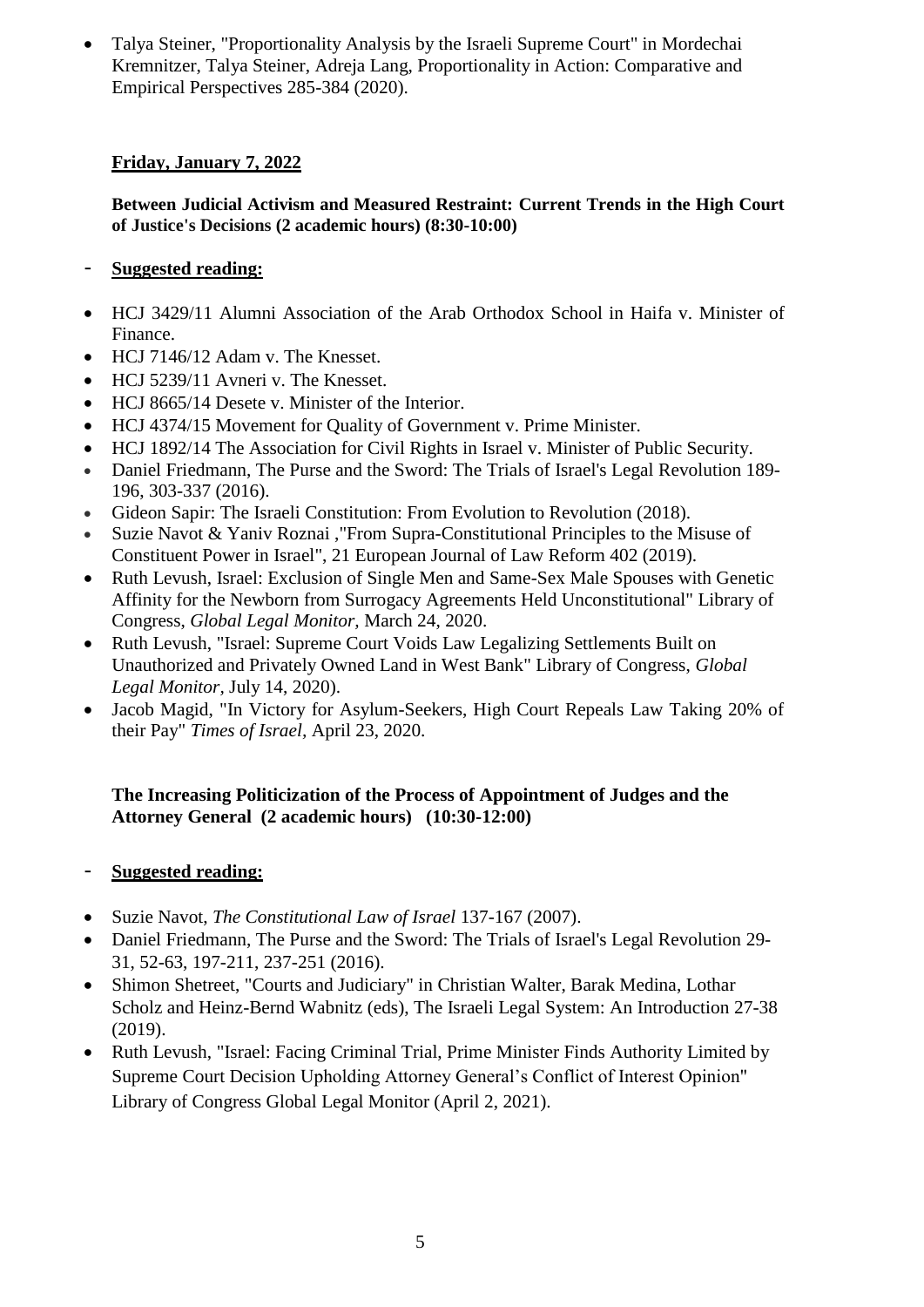- Talya Steiner, "Proportionality Analysis by the Israeli Supreme Court" in Mordechai Kremnitzer, Talya Steiner, Adreja Lang, Proportionality in Action: Comparative and Empirical Perspectives 285-384 (2020).

**Friday, January 7, 2022**

**Between Judicial Activism and Measured Restraint: Current Trends in the High Court of Justice's Decisions (2 academic hours) (8:30-10:00)**

- **Suggested reading:**

- HCJ 3429/11 Alumni Association of the Arab Orthodox School in Haifa v. Minister of Finance.
- HCJ 7146/12 Adam v. The Knesset.
- HCJ 5239/11 Avneri v. The Knesset.
- HCJ 8665/14 Desete v. Minister of the Interior.
- HCJ 4374/15 Movement for Quality of Government v. Prime Minister.
- HCJ 1892/14 The Association for Civil Rights in Israel v. Minister of Public Security.
- Daniel Friedmann, The Purse and the Sword: The Trials of Israel's Legal Revolution 189-196, 303-337 (2016).
- Gideon Sapir: The Israeli Constitution: From Evolution to Revolution (2018).
- Suzie Navot & Yaniv Roznai ,"From Supra-Constitutional Principles to the Misuse of Constituent Power in Israel", 21 European Journal of Law Reform 402 (2019).
- Ruth Levush, Israel: Exclusion of Single Men and Same-Sex Male Spouses with Genetic Affinity for the Newborn from Surrogacy Agreements Held Unconstitutional" Library of Congress, *Global Legal Monitor*, March 24, 2020.
- Ruth Levush, "Israel: Supreme Court Voids Law Legalizing Settlements Built on Unauthorized and Privately Owned Land in West Bank" Library of Congress, *Global Legal Monitor*, July 14, 2020).
- Jacob Magid, "In Victory for Asylum-Seekers, High Court Repeals Law Taking 20% of their Pay" *Times of Israel*, April 23, 2020.

**The Increasing Politicization of the Process of Appointment of Judges and the Attorney General (2 academic hours) (10:30-12:00)**

- **Suggested reading:**

- Suzie Navot, *The Constitutional Law of Israel* 137-167 (2007).
- Daniel Friedmann, The Purse and the Sword: The Trials of Israel's Legal Revolution 29-31, 52-63, 197-211, 237-251 (2016).
- Shimon Shetreet, "Courts and Judiciary" in Christian Walter, Barak Medina, Lothar Scholz and Heinz-Bernd Wabnitz (eds), The Israeli Legal System: An Introduction 27-38 (2019).
- Ruth Levush, "Israel: Facing Criminal Trial, Prime Minister Finds Authority Limited by Supreme Court Decision Upholding Attorney General's Conflict of Interest Opinion" Library of Congress Global Legal Monitor (April 2, 2021).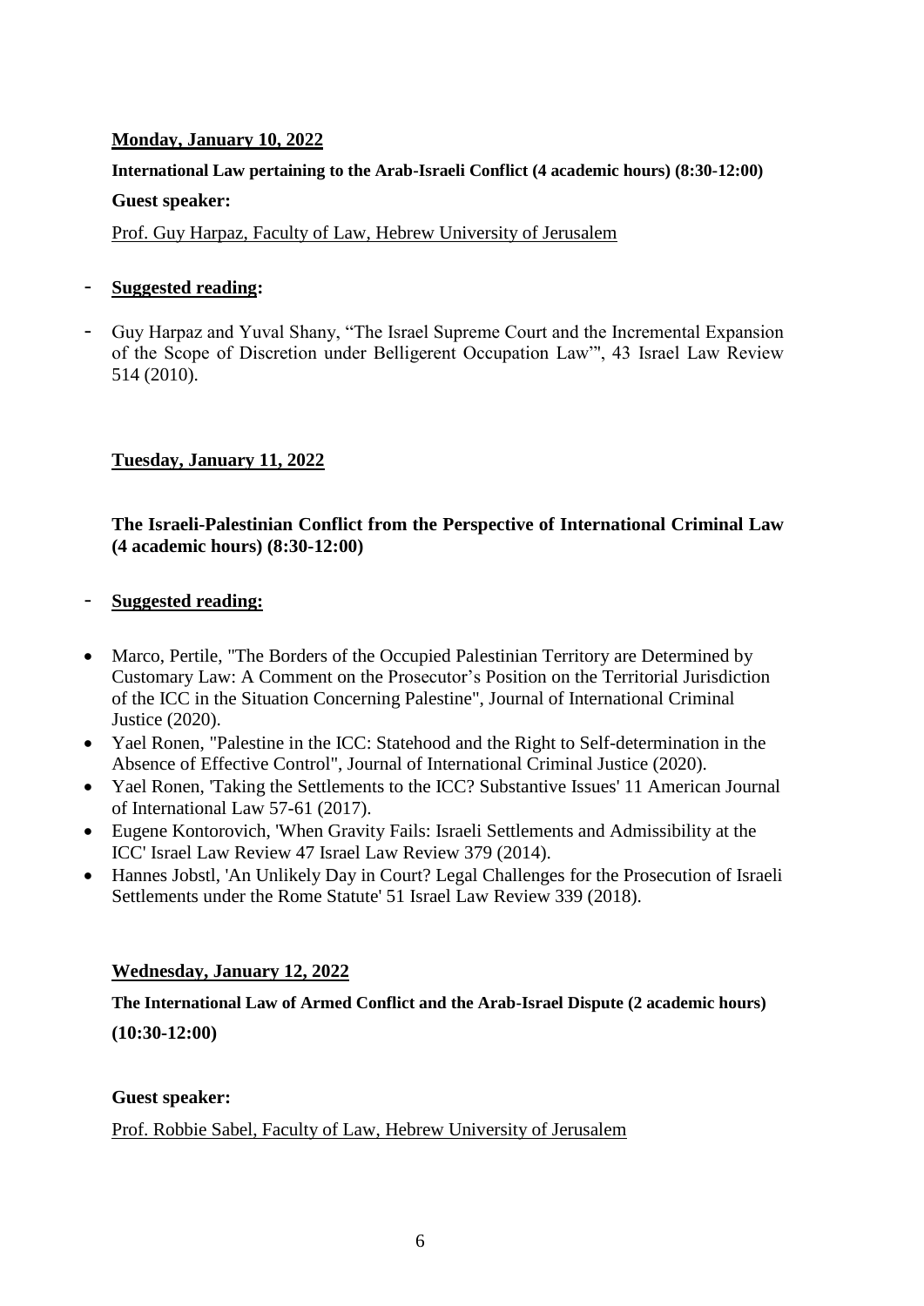**Monday, January 10, 2022**

**International Law pertaining to the Arab-Israeli Conflict (4 academic hours) (8:30-12:00)**

**Guest speaker:**

Prof. Guy Harpaz, Faculty of Law, Hebrew University of Jerusalem

- **Suggested reading:**

- Guy Harpaz and Yuval Shany, "The Israel Supreme Court and the Incremental Expansion of the Scope of Discretion under Belligerent Occupation Law'", 43 Israel Law Review 514 (2010).

**Tuesday, January 11, 2022**

**The Israeli-Palestinian Conflict from the Perspective of International Criminal Law (4 academic hours) (8:30-12:00)**

- **Suggested reading:**

- Marco, Pertile, "The Borders of the Occupied Palestinian Territory are Determined by Customary Law: A Comment on the Prosecutor's Position on the Territorial Jurisdiction of the ICC in the Situation Concerning Palestine", Journal of International Criminal Justice (2020).
- Yael Ronen, "Palestine in the ICC: Statehood and the Right to Self-determination in the Absence of Effective Control", Journal of International Criminal Justice (2020).
- Yael Ronen, 'Taking the Settlements to the ICC? Substantive Issues' 11 American Journal of International Law 57-61 (2017).
- Eugene Kontorovich, 'When Gravity Fails: Israeli Settlements and Admissibility at the ICC' Israel Law Review 47 Israel Law Review 379 (2014).
- Hannes Jobstl, 'An Unlikely Day in Court? Legal Challenges for the Prosecution of Israeli Settlements under the Rome Statute' 51 Israel Law Review 339 (2018).

**Wednesday, January 12, 2022**

**The International Law of Armed Conflict and the Arab-Israel Dispute (2 academic hours) (10:30-12:00)**

**Guest speaker:**

Prof. Robbie Sabel, Faculty of Law, Hebrew University of Jerusalem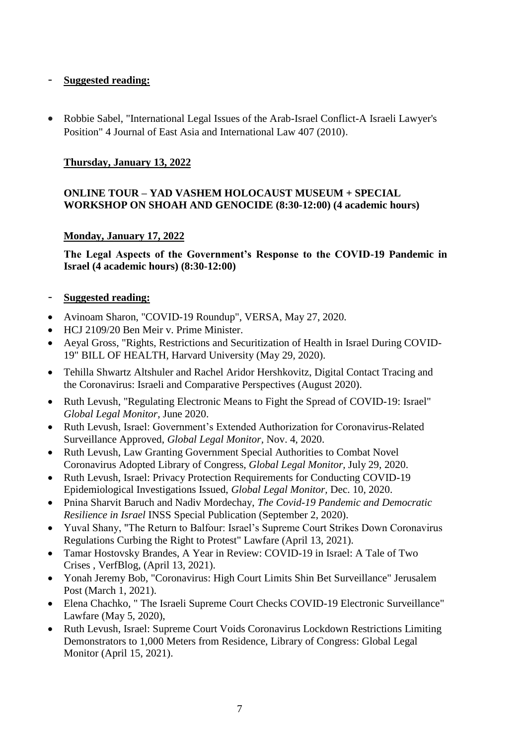- **Suggested reading:**

- Robbie Sabel, "International Legal Issues of the Arab-Israel Conflict-A Israeli Lawyer's Position" 4 Journal of East Asia and International Law 407 (2010).

**Thursday, January 13, 2022**

**ONLINE TOUR – YAD VASHEM HOLOCAUST MUSEUM + SPECIAL WORKSHOP ON SHOAH AND GENOCIDE (8:30-12:00) (4 academic hours)**

**Monday, January 17, 2022**

**The Legal Aspects of the Government's Response to the COVID-19 Pandemic in Israel (4 academic hours) (8:30-12:00)**

- **Suggested reading:**

- Avinoam Sharon, "COVID-19 Roundup", VERSA, May 27, 2020.
- HCJ 2109/20 Ben Meir v. Prime Minister.
- Aeyal Gross, "Rights, Restrictions and Securitization of Health in Israel During COVID-19" BILL OF HEALTH, Harvard University (May 29, 2020).
- Tehilla Shwartz Altshuler and Rachel Aridor Hershkovitz, Digital Contact Tracing and the Coronavirus: Israeli and Comparative Perspectives (August 2020).
- Ruth Levush, "Regulating Electronic Means to Fight the Spread of COVID-19: Israel" *Global Legal Monitor*, June 2020.
- Ruth Levush, Israel: Government's Extended Authorization for Coronavirus-Related Surveillance Approved, *Global Legal Monitor*, Nov. 4, 2020.
- Ruth Levush, Law Granting Government Special Authorities to Combat Novel Coronavirus Adopted Library of Congress, *Global Legal Monitor*, July 29, 2020.
- Ruth Levush, Israel: Privacy Protection Requirements for Conducting COVID-19 Epidemiological Investigations Issued, *Global Legal Monitor*, Dec. 10, 2020.
- Pnina Sharvit Baruch and Nadiv Mordechay, *The Covid-19 Pandemic and Democratic Resilience in Israel* INSS Special Publication (September 2, 2020).
- Yuval Shany, "The Return to Balfour: Israel's Supreme Court Strikes Down Coronavirus Regulations Curbing the Right to Protest" Lawfare (April 13, 2021).
- Tamar Hostovsky Brandes, A Year in Review: COVID-19 in Israel: A Tale of Two Crises , VerfBlog, (April 13, 2021).
- Yonah Jeremy Bob, "Coronavirus: High Court Limits Shin Bet Surveillance" Jerusalem Post (March 1, 2021).
- Elena Chachko, " The Israeli Supreme Court Checks COVID-19 Electronic Surveillance" Lawfare (May 5, 2020),
- Ruth Levush, Israel: Supreme Court Voids Coronavirus Lockdown Restrictions Limiting Demonstrators to 1,000 Meters from Residence, Library of Congress: Global Legal Monitor (April 15, 2021).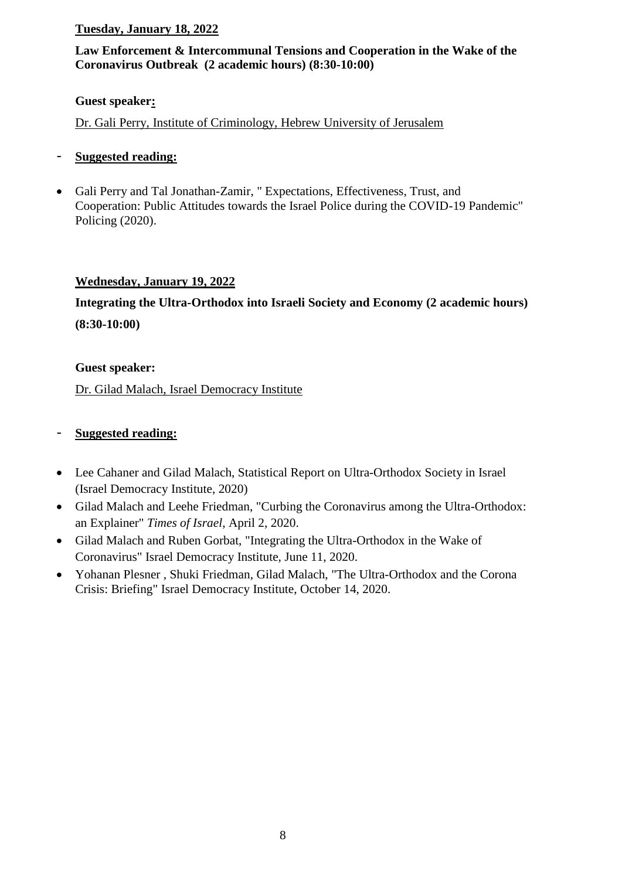**Tuesday, January 18, 2022**

**Law Enforcement & Intercommunal Tensions and Cooperation in the Wake of the Coronavirus Outbreak (2 academic hours) (8:30-10:00)**

**Guest speaker:**

Dr. Gali Perry, Institute of Criminology, Hebrew University of Jerusalem

- **Suggested reading:**

- Gali Perry and Tal Jonathan-Zamir, " Expectations, Effectiveness, Trust, and Cooperation: Public Attitudes towards the Israel Police during the COVID-19 Pandemic" Policing (2020).

**Wednesday, January 19, 2022**

**Integrating the Ultra-Orthodox into Israeli Society and Economy (2 academic hours) (8:30-10:00)**

**Guest speaker:**

Dr. Gilad Malach, Israel Democracy Institute

- **Suggested reading:**

- Lee Cahaner and Gilad Malach, Statistical Report on Ultra-Orthodox Society in Israel (Israel Democracy Institute, 2020)
- Gilad Malach and Leehe Friedman, "Curbing the Coronavirus among the Ultra-Orthodox: an Explainer" *Times of Israel*, April 2, 2020.
- Gilad Malach and Ruben Gorbat, "Integrating the Ultra-Orthodox in the Wake of Coronavirus" Israel Democracy Institute, June 11, 2020.
- Yohanan Plesner , Shuki Friedman, Gilad Malach, "The Ultra-Orthodox and the Corona Crisis: Briefing" Israel Democracy Institute, October 14, 2020.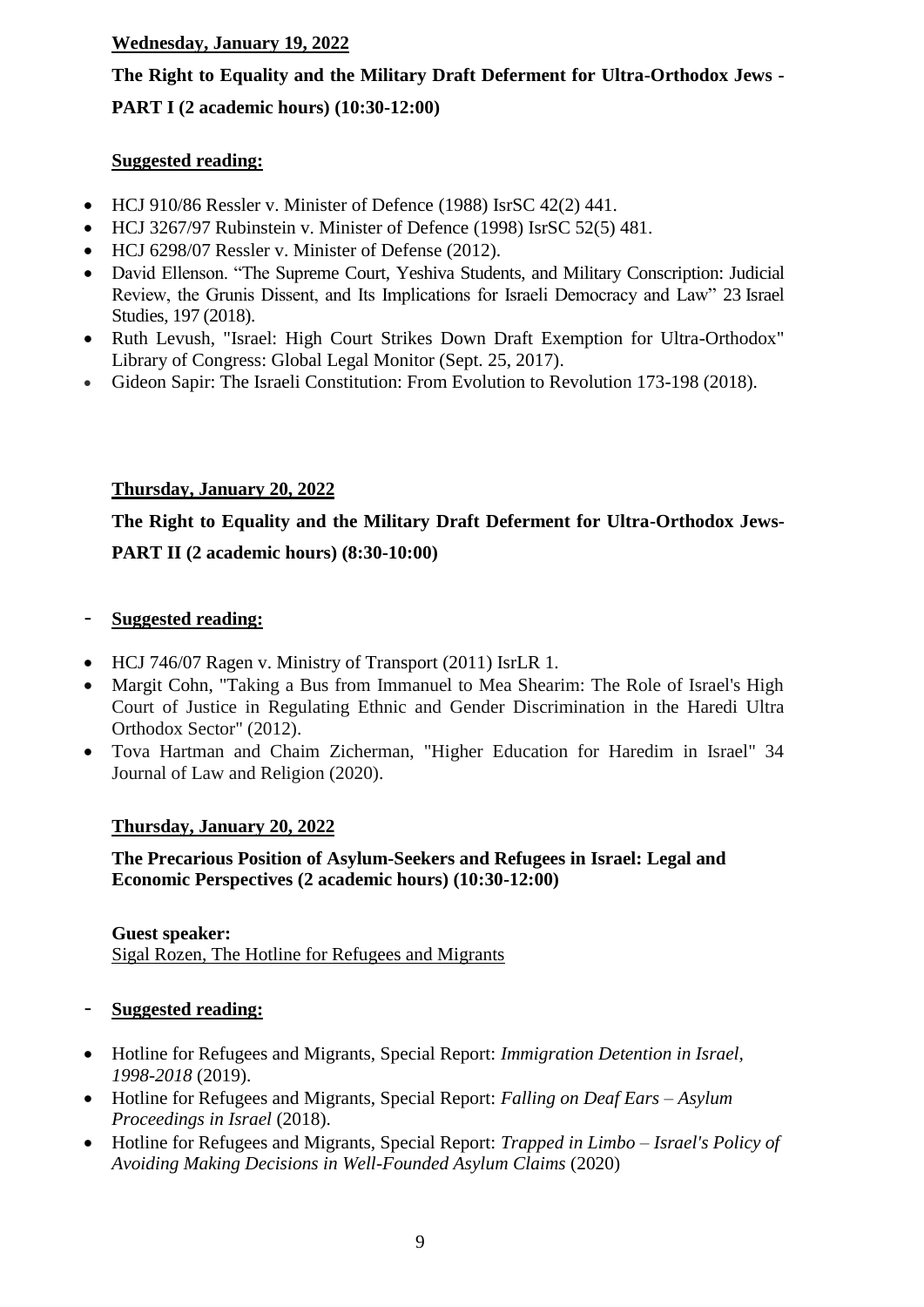**Wednesday, January 19, 2022**

**The Right to Equality and the Military Draft Deferment for Ultra-Orthodox Jews - PART I (2 academic hours) (10:30-12:00)**

**Suggested reading:**

- HCJ 910/86 Ressler v. Minister of Defence (1988) IsrSC 42(2) 441.
- HCJ 3267/97 Rubinstein v. Minister of Defence (1998) IsrSC 52(5) 481.
- HCJ 6298/07 Ressler v. Minister of Defense (2012).
- David Ellenson. "The Supreme Court, Yeshiva Students, and Military Conscription: Judicial Review, the Grunis Dissent, and Its Implications for Israeli Democracy and Law" 23 Israel Studies, 197 (2018).
- Ruth Levush, "Israel: High Court Strikes Down Draft Exemption for Ultra-Orthodox" Library of Congress: Global Legal Monitor (Sept. 25, 2017).
- Gideon Sapir: The Israeli Constitution: From Evolution to Revolution 173-198 (2018).

**Thursday, January 20, 2022**

**The Right to Equality and the Military Draft Deferment for Ultra-Orthodox Jews- PART II (2 academic hours) (8:30-10:00)**

- **Suggested reading:**

- HCJ 746/07 Ragen v. Ministry of Transport (2011) IsrLR 1.
- Margit Cohn, "Taking a Bus from Immanuel to Mea Shearim: The Role of Israel's High Court of Justice in Regulating Ethnic and Gender Discrimination in the Haredi Ultra Orthodox Sector" (2012).
- Tova Hartman and Chaim Zicherman, "Higher Education for Haredim in Israel" 34 Journal of Law and Religion (2020).

**Thursday, January 20, 2022**

**The Precarious Position of Asylum-Seekers and Refugees in Israel: Legal and Economic Perspectives (2 academic hours) (10:30-12:00)**

**Guest speaker:**
Sigal Rozen, The Hotline for Refugees and Migrants

- **Suggested reading:**

- Hotline for Refugees and Migrants, Special Report: *Immigration Detention in Israel, 1998-2018* (2019).
- Hotline for Refugees and Migrants, Special Report: *Falling on Deaf Ears – Asylum Proceedings in Israel* (2018).
- Hotline for Refugees and Migrants, Special Report: *Trapped in Limbo – Israel's Policy of Avoiding Making Decisions in Well-Founded Asylum Claims* (2020)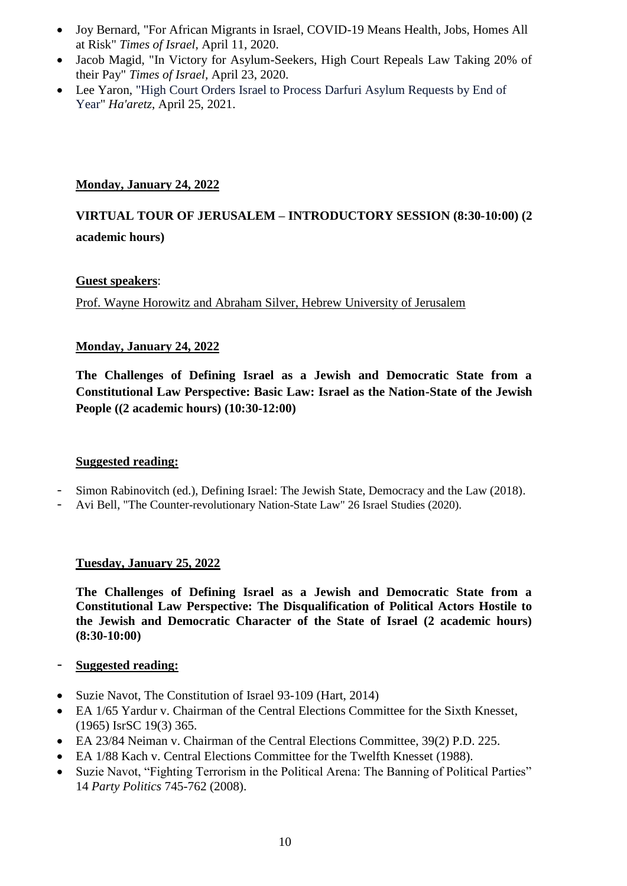- Joy Bernard, "For African Migrants in Israel, COVID-19 Means Health, Jobs, Homes All at Risk" *Times of Israel*, April 11, 2020.
- Jacob Magid, "In Victory for Asylum-Seekers, High Court Repeals Law Taking 20% of their Pay" *Times of Israel*, April 23, 2020.
- Lee Yaron, "High Court Orders Israel to Process Darfuri Asylum Requests by End of Year" *Ha'aretz*, April 25, 2021.

**Monday, January 24, 2022**

**VIRTUAL TOUR OF JERUSALEM – INTRODUCTORY SESSION (8:30-10:00) (2 academic hours)**

**Guest speakers**:

Prof. Wayne Horowitz and Abraham Silver, Hebrew University of Jerusalem

**Monday, January 24, 2022**

**The Challenges of Defining Israel as a Jewish and Democratic State from a Constitutional Law Perspective: Basic Law: Israel as the Nation-State of the Jewish People ((2 academic hours) (10:30-12:00)**

**Suggested reading:**

- Simon Rabinovitch (ed.), Defining Israel: The Jewish State, Democracy and the Law (2018).
- Avi Bell, "The Counter-revolutionary Nation-State Law" 26 Israel Studies (2020).

**Tuesday, January 25, 2022**

**The Challenges of Defining Israel as a Jewish and Democratic State from a Constitutional Law Perspective: The Disqualification of Political Actors Hostile to the Jewish and Democratic Character of the State of Israel (2 academic hours) (8:30-10:00)**

- **Suggested reading:**

- Suzie Navot, The Constitution of Israel 93-109 (Hart, 2014)
- EA 1/65 Yardur v. Chairman of the Central Elections Committee for the Sixth Knesset, (1965) IsrSC 19(3) 365.
- EA 23/84 Neiman v. Chairman of the Central Elections Committee, 39(2) P.D. 225.
- EA 1/88 Kach v. Central Elections Committee for the Twelfth Knesset (1988).
- Suzie Navot, "Fighting Terrorism in the Political Arena: The Banning of Political Parties" 14 *Party Politics* 745-762 (2008).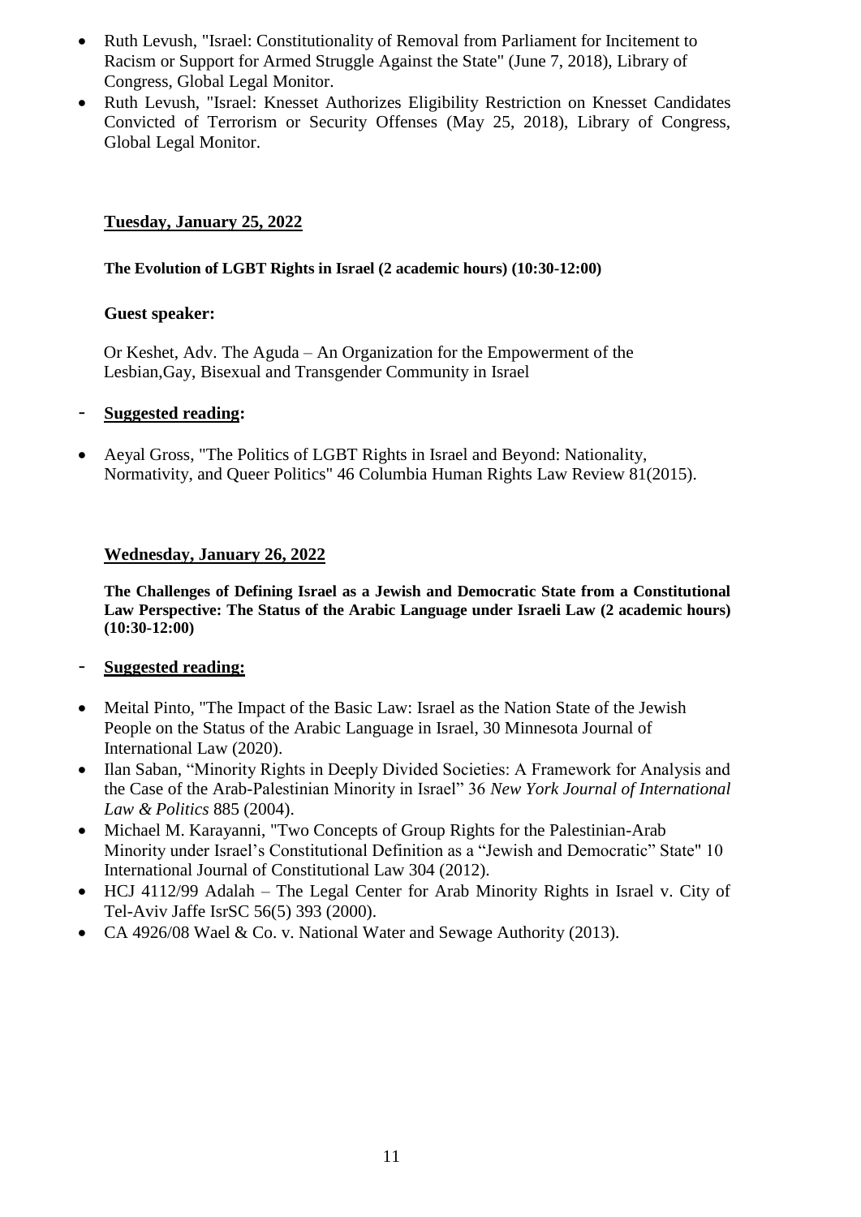- Ruth Levush, "Israel: Constitutionality of Removal from Parliament for Incitement to Racism or Support for Armed Struggle Against the State" (June 7, 2018), Library of Congress, Global Legal Monitor.
- Ruth Levush, "Israel: Knesset Authorizes Eligibility Restriction on Knesset Candidates Convicted of Terrorism or Security Offenses (May 25, 2018), Library of Congress, Global Legal Monitor.

**Tuesday, January 25, 2022**

**The Evolution of LGBT Rights in Israel (2 academic hours) (10:30-12:00)**

**Guest speaker:**

Or Keshet, Adv. The Aguda – An Organization for the Empowerment of the Lesbian,Gay, Bisexual and Transgender Community in Israel

- **Suggested reading:**

- Aeyal Gross, "The Politics of LGBT Rights in Israel and Beyond: Nationality, Normativity, and Queer Politics" 46 Columbia Human Rights Law Review 81(2015).

**Wednesday, January 26, 2022**

**The Challenges of Defining Israel as a Jewish and Democratic State from a Constitutional Law Perspective: The Status of the Arabic Language under Israeli Law (2 academic hours) (10:30-12:00)**

- **Suggested reading:**

- Meital Pinto, "The Impact of the Basic Law: Israel as the Nation State of the Jewish People on the Status of the Arabic Language in Israel, 30 Minnesota Journal of International Law (2020).
- Ilan Saban, "Minority Rights in Deeply Divided Societies: A Framework for Analysis and the Case of the Arab-Palestinian Minority in Israel" 36 *New York Journal of International Law & Politics* 885 (2004).
- Michael M. Karayanni, "Two Concepts of Group Rights for the Palestinian-Arab Minority under Israel's Constitutional Definition as a "Jewish and Democratic" State" 10 International Journal of Constitutional Law 304 (2012).
- HCJ 4112/99 Adalah – The Legal Center for Arab Minority Rights in Israel v. City of Tel-Aviv Jaffe IsrSC 56(5) 393 (2000).
- CA 4926/08 Wael & Co. v. National Water and Sewage Authority (2013).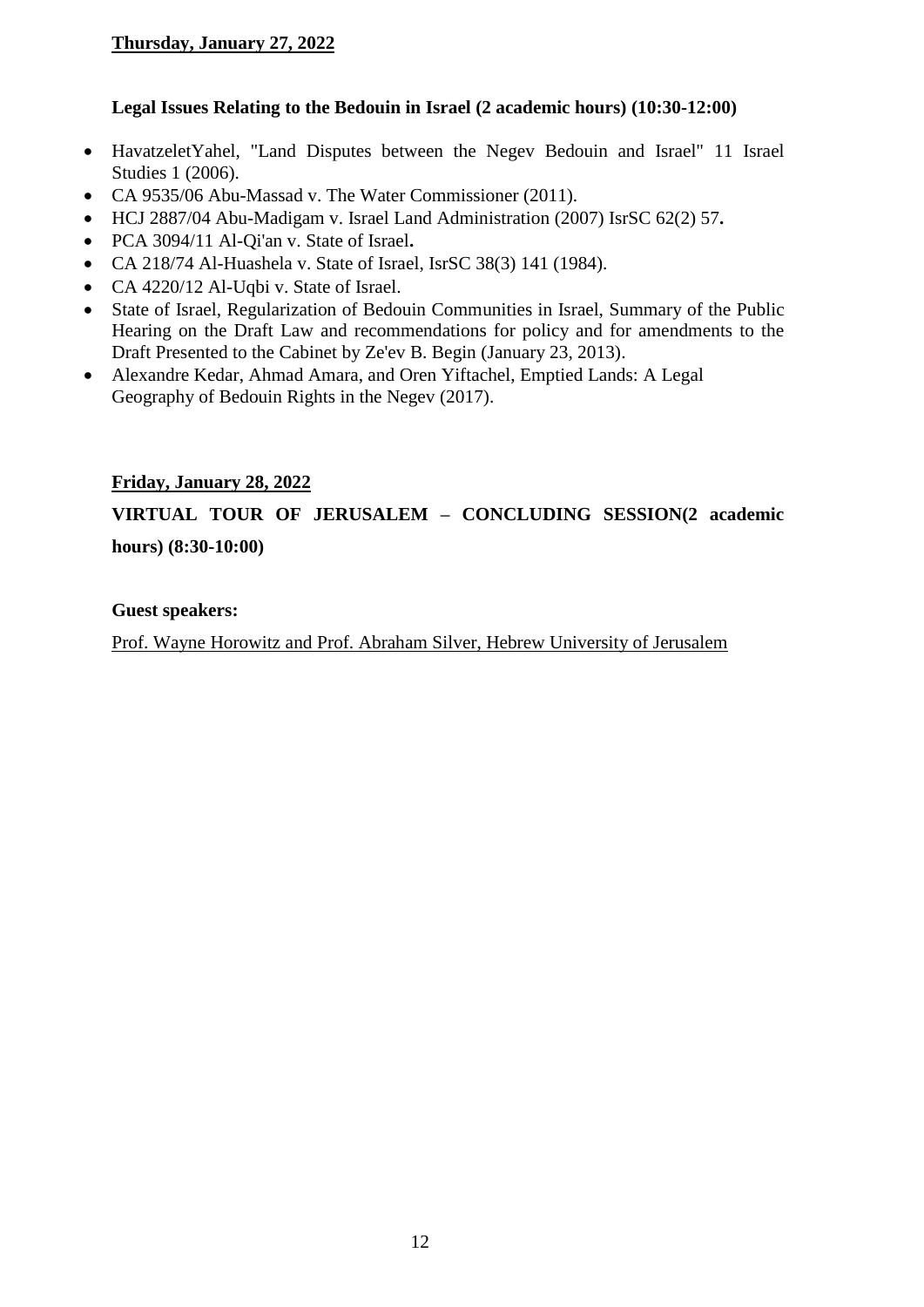**<u>Thursday, January 27, 2022</u>**

**Legal Issues Relating to the Bedouin in Israel (2 academic hours) (10:30-12:00)**

- HavatzeletYahel, "Land Disputes between the Negev Bedouin and Israel" 11 Israel Studies 1 (2006).
- CA 9535/06 Abu-Massad v. The Water Commissioner (2011).
- HCJ 2887/04 Abu-Madigam v. Israel Land Administration (2007) IsrSC 62(2) 57**.**
- PCA 3094/11 Al-Qi'an v. State of Israel**.**
- CA 218/74 Al-Huashela v. State of Israel, IsrSC 38(3) 141 (1984).
- CA 4220/12 Al-Uqbi v. State of Israel.
- State of Israel, Regularization of Bedouin Communities in Israel, Summary of the Public Hearing on the Draft Law and recommendations for policy and for amendments to the Draft Presented to the Cabinet by Ze'ev B. Begin (January 23, 2013).
- Alexandre Kedar, Ahmad Amara, and Oren Yiftachel, Emptied Lands: A Legal Geography of Bedouin Rights in the Negev (2017).

**<u>Friday, January 28, 2022</u>**

**VIRTUAL TOUR OF JERUSALEM – CONCLUDING SESSION(2 academic hours) (8:30-10:00)**

**Guest speakers:**

<u>Prof. Wayne Horowitz and Prof. Abraham Silver, Hebrew University of Jerusalem</u>